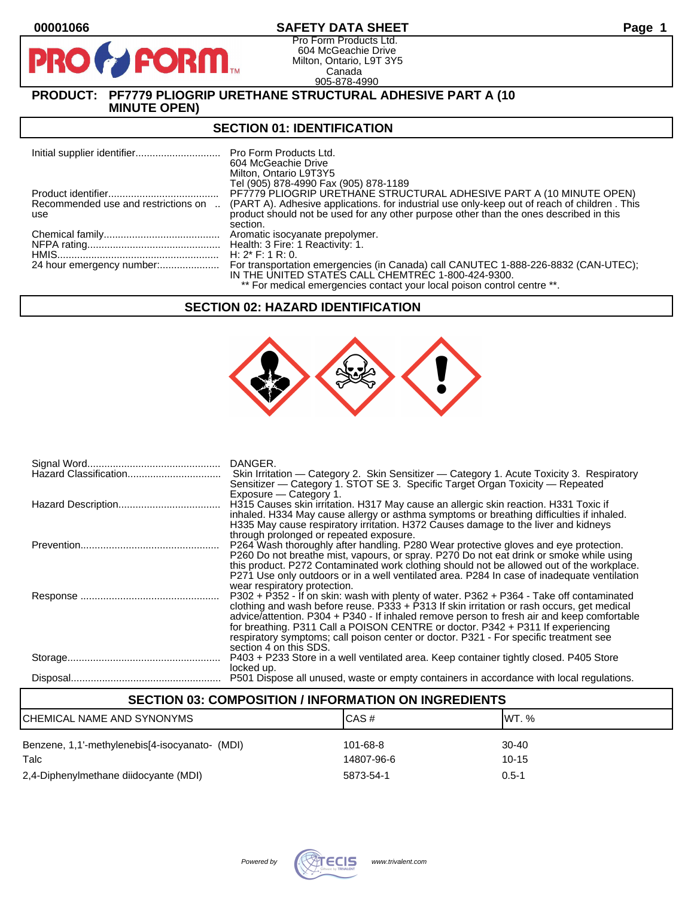00001066 **SAFETY DATA SHEET**

Pro Form Products Ltd.
604 McGeachie Drive
Milton, Ontario, L9T 3Y5
Canada
905-878-4990

**PRODUCT: PF7779 PLIOGRIP URETHANE STRUCTURAL ADHESIVE PART A (10 MINUTE OPEN)**

## SECTION 01: IDENTIFICATION

| | |
|---|---|
| Initial supplier identifier | Pro Form Products Ltd.<br>604 McGeachie Drive<br>Milton, Ontario L9T3Y5<br>Tel (905) 878-4990 Fax (905) 878-1189 |
| Product identifier | PF7779 PLIOGRIP URETHANE STRUCTURAL ADHESIVE PART A (10 MINUTE OPEN) |
| Recommended use and restrictions on use | (PART A). Adhesive applications. for industrial use only-keep out of reach of children . This product should not be used for any other purpose other than the ones described in this section. |
| Chemical family | Aromatic isocyanate prepolymer. |
| NFPA rating | Health: 3 Fire: 1 Reactivity: 1. |
| HMIS | H: 2* F: 1 R: 0. |
| 24 hour emergency number: | For transportation emergencies (in Canada) call CANUTEC 1-888-226-8832 (CAN-UTEC); IN THE UNITED STATES CALL CHEMTREC 1-800-424-9300.<br>** For medical emergencies contact your local poison control centre **. |

## SECTION 02: HAZARD IDENTIFICATION

| | |
|---|---|
| Signal Word | DANGER. |
| Hazard Classification | Skin Irritation — Category 2. Skin Sensitizer — Category 1. Acute Toxicity 3. Respiratory Sensitizer — Category 1. STOT SE 3. Specific Target Organ Toxicity — Repeated Exposure — Category 1. |
| Hazard Description | H315 Causes skin irritation. H317 May cause an allergic skin reaction. H331 Toxic if inhaled. H334 May cause allergy or asthma symptoms or breathing difficulties if inhaled. H335 May cause respiratory irritation. H372 Causes damage to the liver and kidneys through prolonged or repeated exposure. |
| Prevention | P264 Wash thoroughly after handling. P280 Wear protective gloves and eye protection. P260 Do not breathe mist, vapours, or spray. P270 Do not eat drink or smoke while using this product. P272 Contaminated work clothing should not be allowed out of the workplace. P271 Use only outdoors or in a well ventilated area. P284 In case of inadequate ventilation wear respiratory protection. |
| Response | P302 + P352 - If on skin: wash with plenty of water. P362 + P364 - Take off contaminated clothing and wash before reuse. P333 + P313 If skin irritation or rash occurs, get medical advice/attention. P304 + P340 - If inhaled remove person to fresh air and keep comfortable for breathing. P311 Call a POISON CENTRE or doctor. P342 + P311 If experiencing respiratory symptoms; call poison center or doctor. P321 - For specific treatment see section 4 on this SDS. |
| Storage | P403 + P233 Store in a well ventilated area. Keep container tightly closed. P405 Store locked up. |
| Disposal | P501 Dispose all unused, waste or empty containers in accordance with local regulations. |

## SECTION 03: COMPOSITION / INFORMATION ON INGREDIENTS

| CHEMICAL NAME AND SYNONYMS | CAS # | WT. % |
|---|---|---|
| Benzene, 1,1'-methylenebis[4-isocyanato- (MDI) | 101-68-8 | 30-40 |
| Talc | 14807-96-6 | 10-15 |
| 2,4-Diphenylmethane diidocyante (MDI) | 5873-54-1 | 0.5-1 |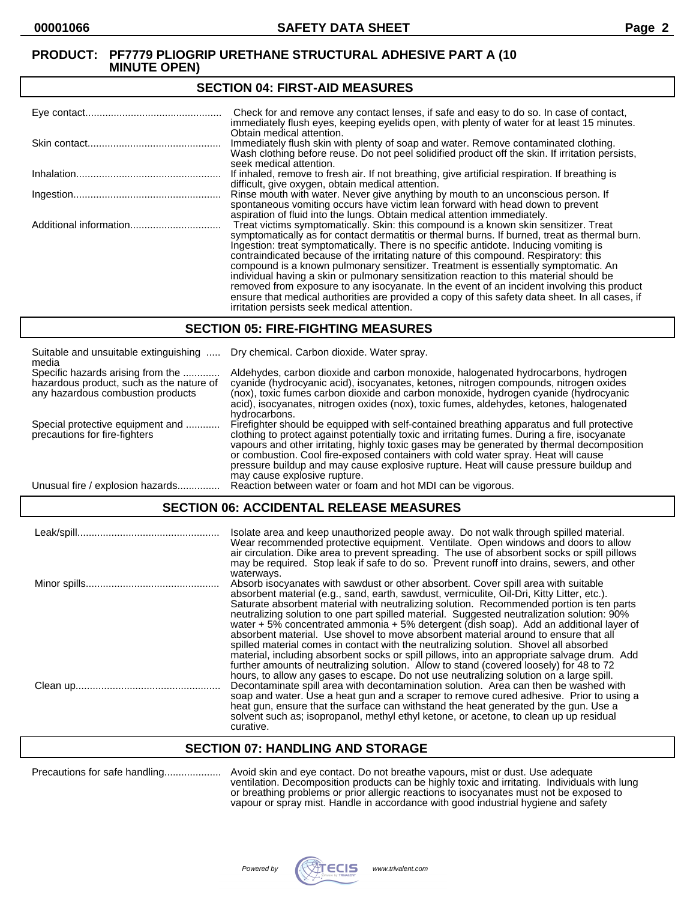**PRODUCT: PF7779 PLIOGRIP URETHANE STRUCTURAL ADHESIVE PART A (10 MINUTE OPEN)**

## SECTION 04: FIRST-AID MEASURES

| | |
|---|---|
| Eye contact | Check for and remove any contact lenses, if safe and easy to do so. In case of contact, immediately flush eyes, keeping eyelids open, with plenty of water for at least 15 minutes. Obtain medical attention. |
| Skin contact | Immediately flush skin with plenty of soap and water. Remove contaminated clothing. Wash clothing before reuse. Do not peel solidified product off the skin. If irritation persists, seek medical attention. |
| Inhalation | If inhaled, remove to fresh air. If not breathing, give artificial respiration. If breathing is difficult, give oxygen, obtain medical attention. |
| Ingestion | Rinse mouth with water. Never give anything by mouth to an unconscious person. If spontaneous vomiting occurs have victim lean forward with head down to prevent aspiration of fluid into the lungs. Obtain medical attention immediately. |
| Additional information | Treat victims symptomatically. Skin: this compound is a known skin sensitizer. Treat symptomatically as for contact dermatitis or thermal burns. If burned, treat as thermal burn. Ingestion: treat symptomatically. There is no specific antidote. Inducing vomiting is contraindicated because of the irritating nature of this compound. Respiratory: this compound is a known pulmonary sensitizer. Treatment is essentially symptomatic. An individual having a skin or pulmonary sensitization reaction to this material should be removed from exposure to any isocyanate. In the event of an incident involving this product ensure that medical authorities are provided a copy of this safety data sheet. In all cases, if irritation persists seek medical attention. |

## SECTION 05: FIRE-FIGHTING MEASURES

| | |
|---|---|
| Suitable and unsuitable extinguishing media | Dry chemical. Carbon dioxide. Water spray. |
| Specific hazards arising from the hazardous product, such as the nature of any hazardous combustion products | Aldehydes, carbon dioxide and carbon monoxide, halogenated hydrocarbons, hydrogen cyanide (hydrocyanic acid), isocyanates, ketones, nitrogen compounds, nitrogen oxides (nox), toxic fumes carbon dioxide and carbon monoxide, hydrogen cyanide (hydrocyanic acid), isocyanates, nitrogen oxides (nox), toxic fumes, aldehydes, ketones, halogenated hydrocarbons. |
| Special protective equipment and precautions for fire-fighters | Firefighter should be equipped with self-contained breathing apparatus and full protective clothing to protect against potentially toxic and irritating fumes. During a fire, isocyanate vapours and other irritating, highly toxic gases may be generated by thermal decomposition or combustion. Cool fire-exposed containers with cold water spray. Heat will cause pressure buildup and may cause explosive rupture. Heat will cause pressure buildup and may cause explosive rupture. |
| Unusual fire / explosion hazards | Reaction between water or foam and hot MDI can be vigorous. |

## SECTION 06: ACCIDENTAL RELEASE MEASURES

| | |
|---|---|
| Leak/spill | Isolate area and keep unauthorized people away. Do not walk through spilled material. Wear recommended protective equipment. Ventilate. Open windows and doors to allow air circulation. Dike area to prevent spreading. The use of absorbent socks or spill pillows may be required. Stop leak if safe to do so. Prevent runoff into drains, sewers, and other waterways. |
| Minor spills | Absorb isocyanates with sawdust or other absorbent. Cover spill area with suitable absorbent material (e.g., sand, earth, sawdust, vermiculite, Oil-Dri, Kitty Litter, etc.). Saturate absorbent material with neutralizing solution. Recommended portion is ten parts neutralizing solution to one part spilled material. Suggested neutralization solution: 90% water + 5% concentrated ammonia + 5% detergent (dish soap). Add an additional layer of absorbent material. Use shovel to move absorbent material around to ensure that all spilled material comes in contact with the neutralizing solution. Shovel all absorbed material, including absorbent socks or spill pillows, into an appropriate salvage drum. Add further amounts of neutralizing solution. Allow to stand (covered loosely) for 48 to 72 hours, to allow any gases to escape. Do not use neutralizing solution on a large spill. |
| Clean up | Decontaminate spill area with decontamination solution. Area can then be washed with soap and water. Use a heat gun and a scraper to remove cured adhesive. Prior to using a heat gun, ensure that the surface can withstand the heat generated by the gun. Use a solvent such as; isopropanol, methyl ethyl ketone, or acetone, to clean up up residual curative. |

## SECTION 07: HANDLING AND STORAGE

| | |
|---|---|
| Precautions for safe handling | Avoid skin and eye contact. Do not breathe vapours, mist or dust. Use adequate ventilation. Decomposition products can be highly toxic and irritating. Individuals with lung or breathing problems or prior allergic reactions to isocyanates must not be exposed to vapour or spray mist. Handle in accordance with good industrial hygiene and safety |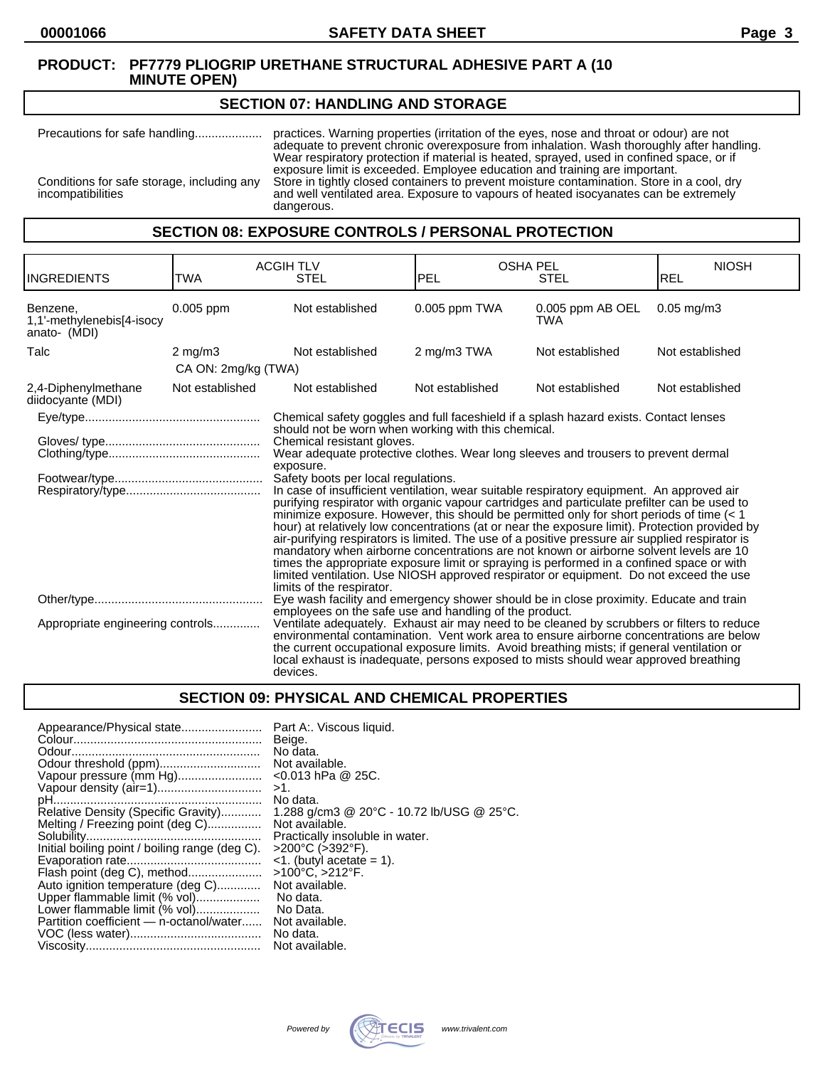**PRODUCT: PF7779 PLIOGRIP URETHANE STRUCTURAL ADHESIVE PART A (10 MINUTE OPEN)**

## SECTION 07: HANDLING AND STORAGE

Precautions for safe handling.................... practices. Warning properties (irritation of the eyes, nose and throat or odour) are not adequate to prevent chronic overexposure from inhalation. Wash thoroughly after handling. Wear respiratory protection if material is heated, sprayed, used in confined space, or if exposure limit is exceeded. Employee education and training are important.

Conditions for safe storage, including any incompatibilities: Store in tightly closed containers to prevent moisture contamination. Store in a cool, dry and well ventilated area. Exposure to vapours of heated isocyanates can be extremely dangerous.

## SECTION 08: EXPOSURE CONTROLS / PERSONAL PROTECTION

| INGREDIENTS | ACGIH TLV TWA | ACGIH TLV STEL | OSHA PEL PEL | OSHA PEL STEL | NIOSH REL |
|---|---|---|---|---|---|
| Benzene, 1,1'-methylenebis[4-isocyanato- (MDI) | 0.005 ppm | Not established | 0.005 ppm TWA | 0.005 ppm AB OEL TWA | 0.05 mg/m3 |
| Talc | 2 mg/m3<br>CA ON: 2mg/kg (TWA) | Not established | 2 mg/m3 TWA | Not established | Not established |
| 2,4-Diphenylmethane diidocyante (MDI) | Not established | Not established | Not established | Not established | Not established |

Eye/type................................................... Chemical safety goggles and full faceshield if a splash hazard exists. Contact lenses should not be worn when working with this chemical.

Gloves/ type............................................. Chemical resistant gloves.

Clothing/type............................................ Wear adequate protective clothes. Wear long sleeves and trousers to prevent dermal exposure.

Footwear/type........................................... Safety boots per local regulations.

Respiratory/type....................................... In case of insufficient ventilation, wear suitable respiratory equipment. An approved air purifying respirator with organic vapour cartridges and particulate prefilter can be used to minimize exposure. However, this should be permitted only for short periods of time (< 1 hour) at relatively low concentrations (at or near the exposure limit). Protection provided by air-purifying respirators is limited. The use of a positive pressure air supplied respirator is mandatory when airborne concentrations are not known or airborne solvent levels are 10 times the appropriate exposure limit or spraying is performed in a confined space or with limited ventilation. Use NIOSH approved respirator or equipment. Do not exceed the use limits of the respirator.

Other/type................................................. Eye wash facility and emergency shower should be in close proximity. Educate and train employees on the safe use and handling of the product.

Appropriate engineering controls.............. Ventilate adequately. Exhaust air may need to be cleaned by scrubbers or filters to reduce environmental contamination. Vent work area to ensure airborne concentrations are below the current occupational exposure limits. Avoid breathing mists; if general ventilation or local exhaust is inadequate, persons exposed to mists should wear approved breathing devices.

## SECTION 09: PHYSICAL AND CHEMICAL PROPERTIES

Appearance/Physical state........................ Part A:. Viscous liquid.
Colour....................................................... Beige.
Odour........................................................ No data.
Odour threshold (ppm).............................. Not available.
Vapour pressure (mm Hg)......................... <0.013 hPa @ 25C.
Vapour density (air=1)............................... >1.
pH.............................................................. No data.
Relative Density (Specific Gravity)............ 1.288 g/cm3 @ 20°C - 10.72 lb/USG @ 25°C.
Melting / Freezing point (deg C)................ Not available.
Solubility................................................... Practically insoluble in water.
Initial boiling point / boiling range (deg C). >200°C (>392°F).
Evaporation rate........................................ <1. (butyl acetate = 1).
Flash point (deg C), method...................... >100°C, >212°F.
Auto ignition temperature (deg C)............. Not available.
Upper flammable limit (% vol)................... No data.
Lower flammable limit (% vol)................... No Data.
Partition coefficient — n-octanol/water...... Not available.
VOC (less water)....................................... No data.
Viscosity................................................... Not available.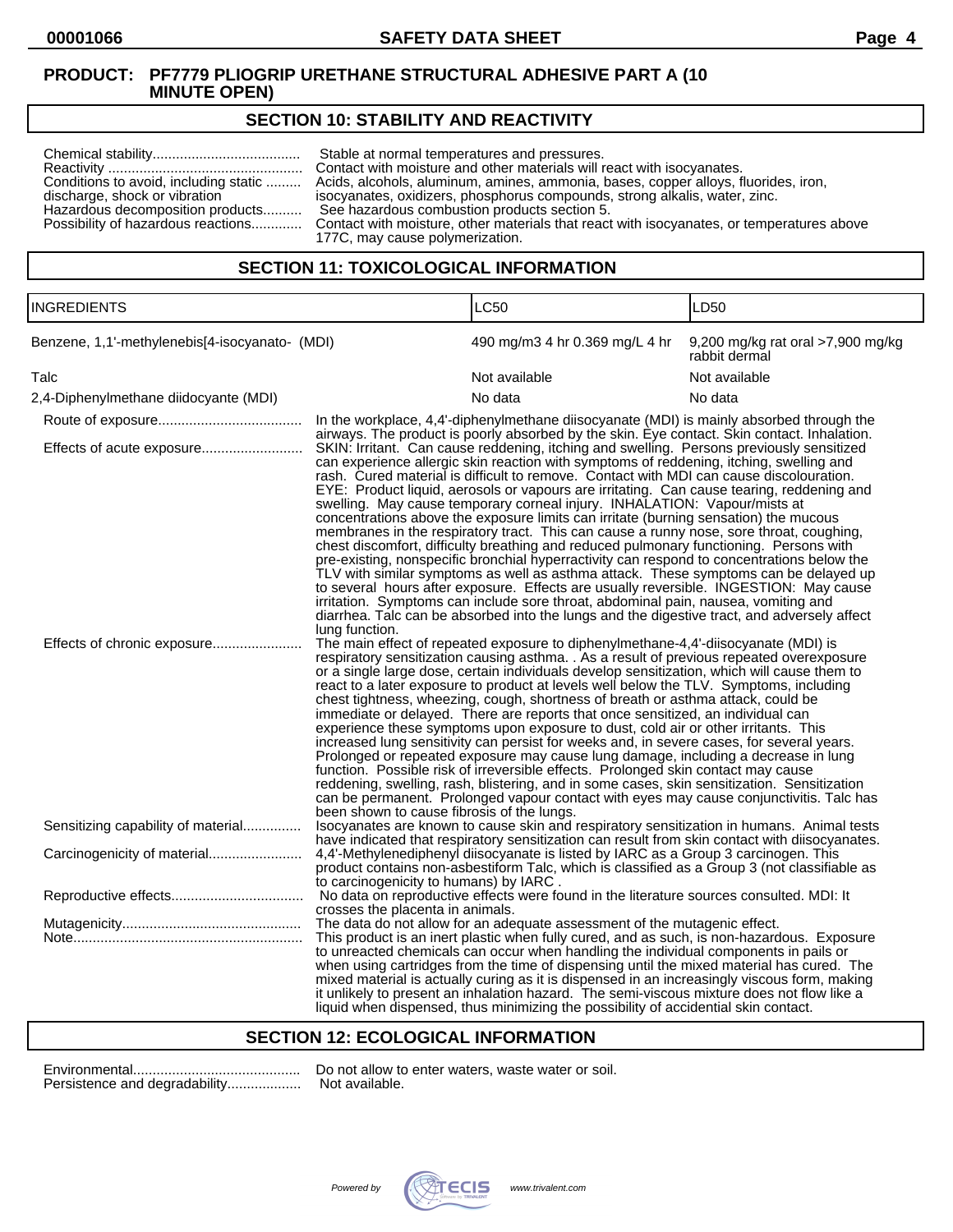**PRODUCT: PF7779 PLIOGRIP URETHANE STRUCTURAL ADHESIVE PART A (10 MINUTE OPEN)**

## SECTION 10: STABILITY AND REACTIVITY

Chemical stability...................................... Stable at normal temperatures and pressures.
Reactivity .................................................. Contact with moisture and other materials will react with isocyanates.
Conditions to avoid, including static discharge, shock or vibration ......... Acids, alcohols, aluminum, amines, ammonia, bases, copper alloys, fluorides, iron, isocyanates, oxidizers, phosphorus compounds, strong alkalis, water, zinc.
Hazardous decomposition products.......... See hazardous combustion products section 5.
Possibility of hazardous reactions............. Contact with moisture, other materials that react with isocyanates, or temperatures above 177C, may cause polymerization.

## SECTION 11: TOXICOLOGICAL INFORMATION

| INGREDIENTS | LC50 | LD50 |
|---|---|---|
| Benzene, 1,1'-methylenebis[4-isocyanato- (MDI) | 490 mg/m3 4 hr 0.369 mg/L 4 hr | 9,200 mg/kg rat oral >7,900 mg/kg rabbit dermal |
| Talc | Not available | Not available |
| 2,4-Diphenylmethane diidocyante (MDI) | No data | No data |

Route of exposure..................................... In the workplace, 4,4'-diphenylmethane diisocyanate (MDI) is mainly absorbed through the airways. The product is poorly absorbed by the skin. Eye contact. Skin contact. Inhalation.

Effects of acute exposure.......................... SKIN: Irritant. Can cause reddening, itching and swelling. Persons previously sensitized can experience allergic skin reaction with symptoms of reddening, itching, swelling and rash. Cured material is difficult to remove. Contact with MDI can cause discolouration. EYE: Product liquid, aerosols or vapours are irritating. Can cause tearing, reddening and swelling. May cause temporary corneal injury. INHALATION: Vapour/mists at concentrations above the exposure limits can irritate (burning sensation) the mucous membranes in the respiratory tract. This can cause a runny nose, sore throat, coughing, chest discomfort, difficulty breathing and reduced pulmonary functioning. Persons with pre-existing, nonspecific bronchial hyperactivity can respond to concentrations below the TLV with similar symptoms as well as asthma attack. These symptoms can be delayed up to several hours after exposure. Effects are usually reversible. INGESTION: May cause irritation. Symptoms can include sore throat, abdominal pain, nausea, vomiting and diarrhea. Talc can be absorbed into the lungs and the digestive tract, and adversely affect lung function.

Effects of chronic exposure....................... The main effect of repeated exposure to diphenylmethane-4,4'-diisocyanate (MDI) is respiratory sensitization causing asthma. . As a result of previous repeated overexposure or a single large dose, certain individuals develop sensitization, which will cause them to react to a later exposure to product at levels well below the TLV. Symptoms, including chest tightness, wheezing, cough, shortness of breath or asthma attack, could be immediate or delayed. There are reports that once sensitized, an individual can experience these symptoms upon exposure to dust, cold air or other irritants. This increased lung sensitivity can persist for weeks and, in severe cases, for several years. Prolonged or repeated exposure may cause lung damage, including a decrease in lung function. Possible risk of irreversible effects. Prolonged skin contact may cause reddening, swelling, rash, blistering, and in some cases, skin sensitization. Sensitization can be permanent. Prolonged vapour contact with eyes may cause conjunctivitis. Talc has been shown to cause fibrosis of the lungs.

Sensitizing capability of material............... Isocyanates are known to cause skin and respiratory sensitization in humans. Animal tests have indicated that respiratory sensitization can result from skin contact with diisocyanates.

Carcinogenicity of material........................ 4,4'-Methylenediphenyl diisocyanate is listed by IARC as a Group 3 carcinogen. This product contains non-asbestiform Talc, which is classified as a Group 3 (not classifiable as to carcinogenicity to humans) by IARC .

Reproductive effects................................. No data on reproductive effects were found in the literature sources consulted. MDI: It crosses the placenta in animals.

Mutagenicity.............................................. The data do not allow for an adequate assessment of the mutagenic effect.

Note........................................................... This product is an inert plastic when fully cured, and as such, is non-hazardous. Exposure to unreacted chemicals can occur when handling the individual components in pails or when using cartridges from the time of dispensing until the mixed material has cured. The mixed material is actually curing as it is dispensed in an increasingly viscous form, making it unlikely to present an inhalation hazard. The semi-viscous mixture does not flow like a liquid when dispensed, thus minimizing the possibility of accidental skin contact.

## SECTION 12: ECOLOGICAL INFORMATION

Environmental........................................... Do not allow to enter waters, waste water or soil.
Persistence and degradability................... Not available.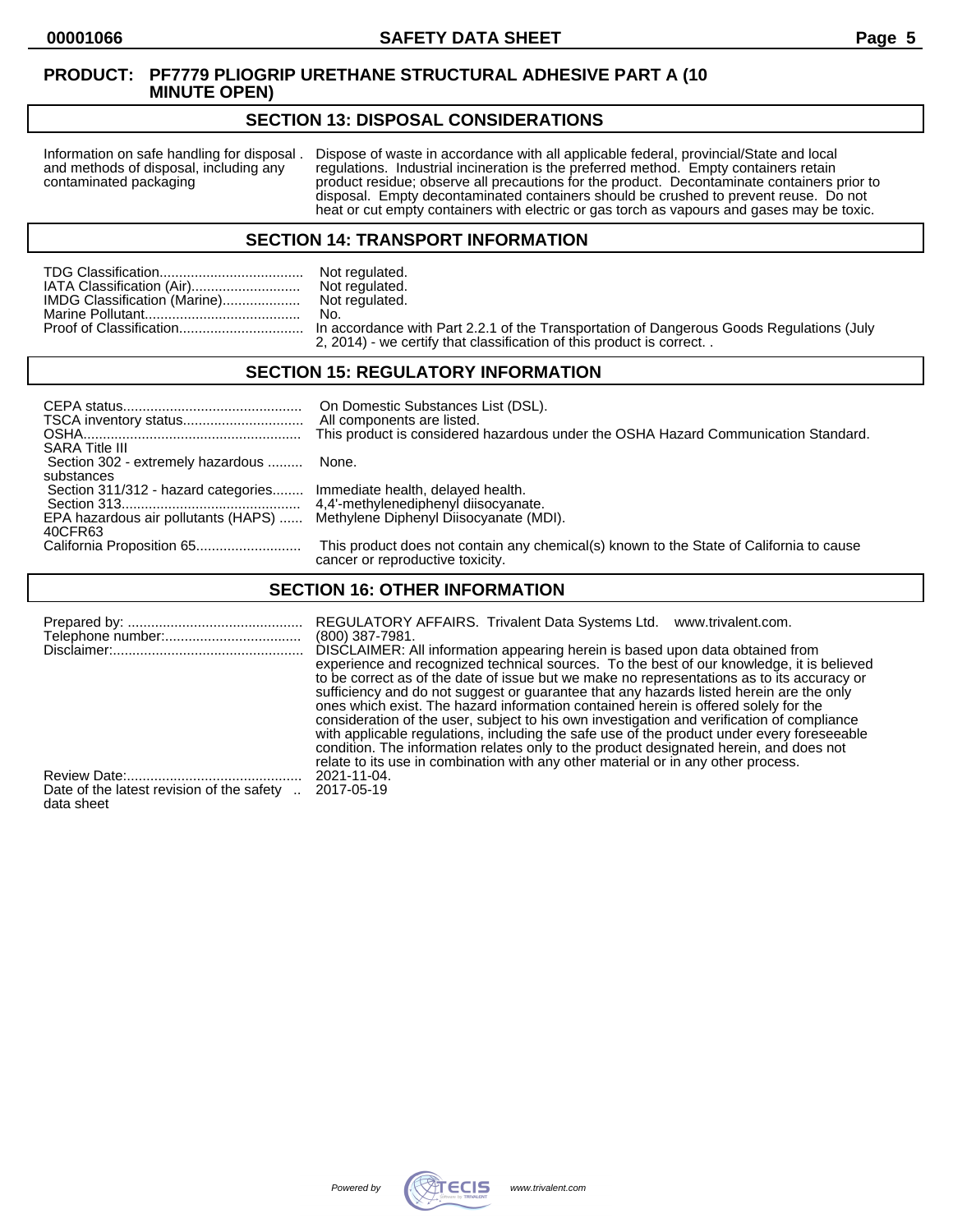**PRODUCT: PF7779 PLIOGRIP URETHANE STRUCTURAL ADHESIVE PART A (10 MINUTE OPEN)**

## SECTION 13: DISPOSAL CONSIDERATIONS

| | |
|---|---|
| Information on safe handling for disposal and methods of disposal, including any contaminated packaging | Dispose of waste in accordance with all applicable federal, provincial/State and local regulations. Industrial incineration is the preferred method. Empty containers retain product residue; observe all precautions for the product. Decontaminate containers prior to disposal. Empty decontaminated containers should be crushed to prevent reuse. Do not heat or cut empty containers with electric or gas torch as vapours and gases may be toxic. |

## SECTION 14: TRANSPORT INFORMATION

| | |
|---|---|
| TDG Classification | Not regulated. |
| IATA Classification (Air) | Not regulated. |
| IMDG Classification (Marine) | Not regulated. |
| Marine Pollutant | No. |
| Proof of Classification | In accordance with Part 2.2.1 of the Transportation of Dangerous Goods Regulations (July 2, 2014) - we certify that classification of this product is correct. . |

## SECTION 15: REGULATORY INFORMATION

| | |
|---|---|
| CEPA status | On Domestic Substances List (DSL). |
| TSCA inventory status | All components are listed. |
| OSHA | This product is considered hazardous under the OSHA Hazard Communication Standard. |
| SARA Title III | |
| Section 302 - extremely hazardous substances | None. |
| Section 311/312 - hazard categories | Immediate health, delayed health. |
| Section 313 | 4,4'-methylenediphenyl diisocyanate. |
| EPA hazardous air pollutants (HAPS) 40CFR63 | Methylene Diphenyl Diisocyanate (MDI). |
| California Proposition 65 | This product does not contain any chemical(s) known to the State of California to cause cancer or reproductive toxicity. |

## SECTION 16: OTHER INFORMATION

| | |
|---|---|
| Prepared by: | REGULATORY AFFAIRS. Trivalent Data Systems Ltd. www.trivalent.com. |
| Telephone number: | (800) 387-7981. |
| Disclaimer: | DISCLAIMER: All information appearing herein is based upon data obtained from experience and recognized technical sources. To the best of our knowledge, it is believed to be correct as of the date of issue but we make no representations as to its accuracy or sufficiency and do not suggest or guarantee that any hazards listed herein are the only ones which exist. The hazard information contained herein is offered solely for the consideration of the user, subject to his own investigation and verification of compliance with applicable regulations, including the safe use of the product under every foreseeable condition. The information relates only to the product designated herein, and does not relate to its use in combination with any other material or in any other process. |
| Review Date: | 2021-11-04. |
| Date of the latest revision of the safety data sheet | 2017-05-19 |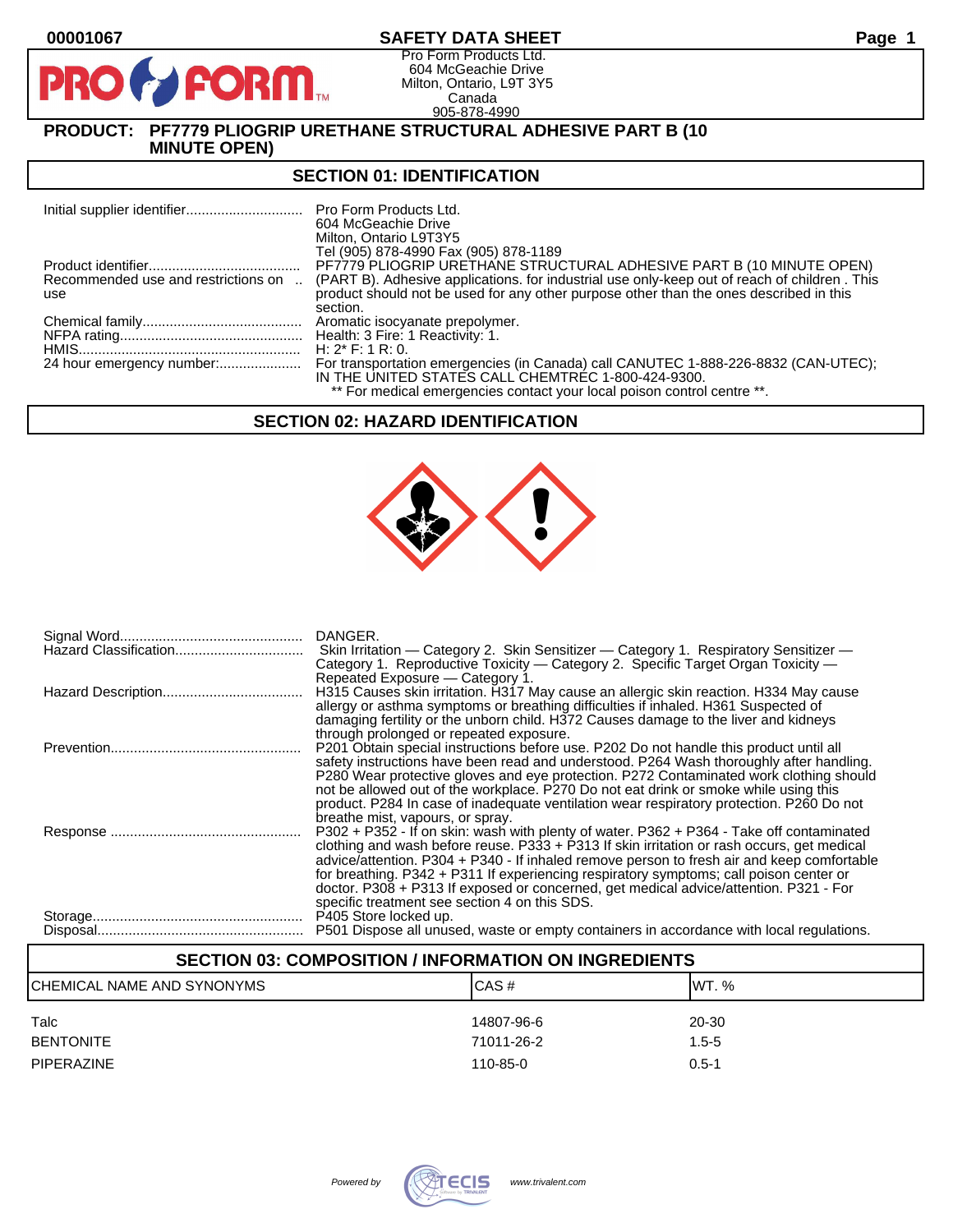**00001067** **SAFETY DATA SHEET**

Pro Form Products Ltd.
604 McGeachie Drive
Milton, Ontario, L9T 3Y5
Canada
905-878-4990

**PRODUCT: PF7779 PLIOGRIP URETHANE STRUCTURAL ADHESIVE PART B (10 MINUTE OPEN)**

## SECTION 01: IDENTIFICATION

| | |
|---|---|
| Initial supplier identifier | Pro Form Products Ltd.<br>604 McGeachie Drive<br>Milton, Ontario L9T3Y5<br>Tel (905) 878-4990 Fax (905) 878-1189 |
| Product identifier | PF7779 PLIOGRIP URETHANE STRUCTURAL ADHESIVE PART B (10 MINUTE OPEN) |
| Recommended use and restrictions on use | (PART B). Adhesive applications. for industrial use only-keep out of reach of children . This product should not be used for any other purpose other than the ones described in this section. |
| Chemical family | Aromatic isocyanate prepolymer. |
| NFPA rating | Health: 3 Fire: 1 Reactivity: 1. |
| HMIS | H: 2* F: 1 R: 0. |
| 24 hour emergency number: | For transportation emergencies (in Canada) call CANUTEC 1-888-226-8832 (CAN-UTEC); IN THE UNITED STATES CALL CHEMTREC 1-800-424-9300.<br>** For medical emergencies contact your local poison control centre **. |

## SECTION 02: HAZARD IDENTIFICATION

| | |
|---|---|
| Signal Word | DANGER. |
| Hazard Classification | Skin Irritation — Category 2. Skin Sensitizer — Category 1. Respiratory Sensitizer — Category 1. Reproductive Toxicity — Category 2. Specific Target Organ Toxicity — Repeated Exposure — Category 1. |
| Hazard Description | H315 Causes skin irritation. H317 May cause an allergic skin reaction. H334 May cause allergy or asthma symptoms or breathing difficulties if inhaled. H361 Suspected of damaging fertility or the unborn child. H372 Causes damage to the liver and kidneys through prolonged or repeated exposure. |
| Prevention | P201 Obtain special instructions before use. P202 Do not handle this product until all safety instructions have been read and understood. P264 Wash thoroughly after handling. P280 Wear protective gloves and eye protection. P272 Contaminated work clothing should not be allowed out of the workplace. P270 Do not eat drink or smoke while using this product. P284 In case of inadequate ventilation wear respiratory protection. P260 Do not breathe mist, vapours, or spray. |
| Response | P302 + P352 - If on skin: wash with plenty of water. P362 + P364 - Take off contaminated clothing and wash before reuse. P333 + P313 If skin irritation or rash occurs, get medical advice/attention. P304 + P340 - If inhaled remove person to fresh air and keep comfortable for breathing. P342 + P311 If experiencing respiratory symptoms; call poison center or doctor. P308 + P313 If exposed or concerned, get medical advice/attention. P321 - For specific treatment see section 4 on this SDS. |
| Storage | P405 Store locked up. |
| Disposal | P501 Dispose all unused, waste or empty containers in accordance with local regulations. |

## SECTION 03: COMPOSITION / INFORMATION ON INGREDIENTS

| CHEMICAL NAME AND SYNONYMS | CAS # | WT. % |
|---|---|---|
| Talc | 14807-96-6 | 20-30 |
| BENTONITE | 71011-26-2 | 1.5-5 |
| PIPERAZINE | 110-85-0 | 0.5-1 |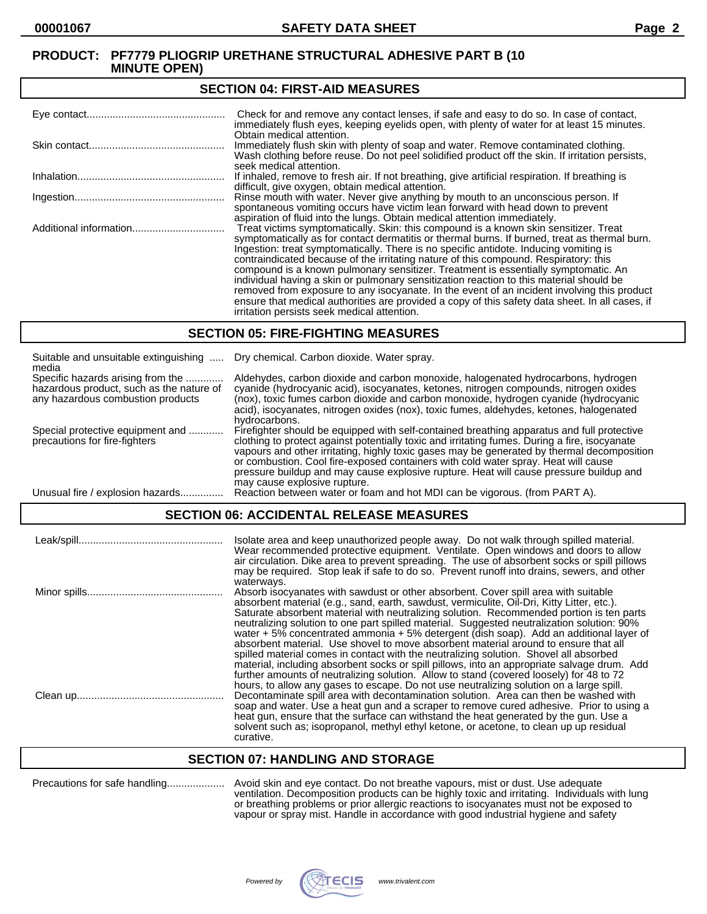**PRODUCT: PF7779 PLIOGRIP URETHANE STRUCTURAL ADHESIVE PART B (10 MINUTE OPEN)**

## SECTION 04: FIRST-AID MEASURES

| | |
|---|---|
| Eye contact | Check for and remove any contact lenses, if safe and easy to do so. In case of contact, immediately flush eyes, keeping eyelids open, with plenty of water for at least 15 minutes. Obtain medical attention. |
| Skin contact | Immediately flush skin with plenty of soap and water. Remove contaminated clothing. Wash clothing before reuse. Do not peel solidified product off the skin. If irritation persists, seek medical attention. |
| Inhalation | If inhaled, remove to fresh air. If not breathing, give artificial respiration. If breathing is difficult, give oxygen, obtain medical attention. |
| Ingestion | Rinse mouth with water. Never give anything by mouth to an unconscious person. If spontaneous vomiting occurs have victim lean forward with head down to prevent aspiration of fluid into the lungs. Obtain medical attention immediately. |
| Additional information | Treat victims symptomatically. Skin: this compound is a known skin sensitizer. Treat symptomatically as for contact dermatitis or thermal burns. If burned, treat as thermal burn. Ingestion: treat symptomatically. There is no specific antidote. Inducing vomiting is contraindicated because of the irritating nature of this compound. Respiratory: this compound is a known pulmonary sensitizer. Treatment is essentially symptomatic. An individual having a skin or pulmonary sensitization reaction to this material should be removed from exposure to any isocyanate. In the event of an incident involving this product ensure that medical authorities are provided a copy of this safety data sheet. In all cases, if irritation persists seek medical attention. |

## SECTION 05: FIRE-FIGHTING MEASURES

| | |
|---|---|
| Suitable and unsuitable extinguishing media | Dry chemical. Carbon dioxide. Water spray. |
| Specific hazards arising from the hazardous product, such as the nature of any hazardous combustion products | Aldehydes, carbon dioxide and carbon monoxide, halogenated hydrocarbons, hydrogen cyanide (hydrocyanic acid), isocyanates, ketones, nitrogen compounds, nitrogen oxides (nox), toxic fumes carbon dioxide and carbon monoxide, hydrogen cyanide (hydrocyanic acid), isocyanates, nitrogen oxides (nox), toxic fumes, aldehydes, ketones, halogenated hydrocarbons. |
| Special protective equipment and precautions for fire-fighters | Firefighter should be equipped with self-contained breathing apparatus and full protective clothing to protect against potentially toxic and irritating fumes. During a fire, isocyanate vapours and other irritating, highly toxic gases may be generated by thermal decomposition or combustion. Cool fire-exposed containers with cold water spray. Heat will cause pressure buildup and may cause explosive rupture. Heat will cause pressure buildup and may cause explosive rupture. |
| Unusual fire / explosion hazards | Reaction between water or foam and hot MDI can be vigorous. (from PART A). |

## SECTION 06: ACCIDENTAL RELEASE MEASURES

| | |
|---|---|
| Leak/spill | Isolate area and keep unauthorized people away. Do not walk through spilled material. Wear recommended protective equipment. Ventilate. Open windows and doors to allow air circulation. Dike area to prevent spreading. The use of absorbent socks or spill pillows may be required. Stop leak if safe to do so. Prevent runoff into drains, sewers, and other waterways. |
| Minor spills | Absorb isocyanates with sawdust or other absorbent. Cover spill area with suitable absorbent material (e.g., sand, earth, sawdust, vermiculite, Oil-Dri, Kitty Litter, etc.). Saturate absorbent material with neutralizing solution. Recommended portion is ten parts neutralizing solution to one part spilled material. Suggested neutralization solution: 90% water + 5% concentrated ammonia + 5% detergent (dish soap). Add an additional layer of absorbent material. Use shovel to move absorbent material around to ensure that all spilled material comes in contact with the neutralizing solution. Shovel all absorbed material, including absorbent socks or spill pillows, into an appropriate salvage drum. Add further amounts of neutralizing solution. Allow to stand (covered loosely) for 48 to 72 hours, to allow any gases to escape. Do not use neutralizing solution on a large spill. |
| Clean up | Decontaminate spill area with decontamination solution. Area can then be washed with soap and water. Use a heat gun and a scraper to remove cured adhesive. Prior to using a heat gun, ensure that the surface can withstand the heat generated by the gun. Use a solvent such as; isopropanol, methyl ethyl ketone, or acetone, to clean up up residual curative. |

## SECTION 07: HANDLING AND STORAGE

| | |
|---|---|
| Precautions for safe handling | Avoid skin and eye contact. Do not breathe vapours, mist or dust. Use adequate ventilation. Decomposition products can be highly toxic and irritating. Individuals with lung or breathing problems or prior allergic reactions to isocyanates must not be exposed to vapour or spray mist. Handle in accordance with good industrial hygiene and safety |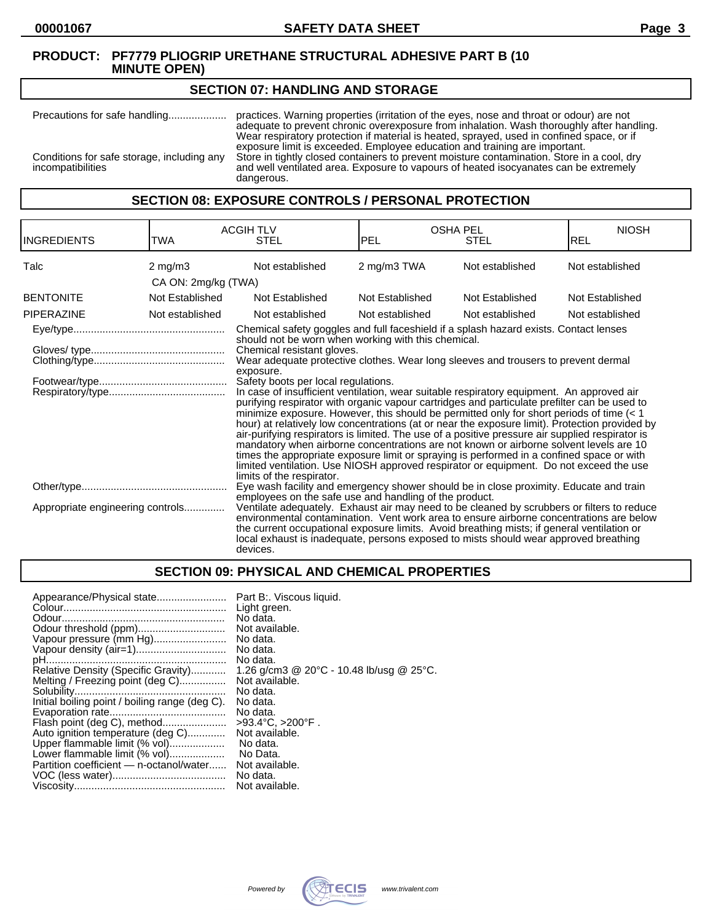**PRODUCT: PF7779 PLIOGRIP URETHANE STRUCTURAL ADHESIVE PART B (10 MINUTE OPEN)**

## SECTION 07: HANDLING AND STORAGE

Precautions for safe handling.................... practices. Warning properties (irritation of the eyes, nose and throat or odour) are not adequate to prevent chronic overexposure from inhalation. Wash thoroughly after handling. Wear respiratory protection if material is heated, sprayed, used in confined space, or if exposure limit is exceeded. Employee education and training are important.

Conditions for safe storage, including any incompatibilities: Store in tightly closed containers to prevent moisture contamination. Store in a cool, dry and well ventilated area. Exposure to vapours of heated isocyanates can be extremely dangerous.

## SECTION 08: EXPOSURE CONTROLS / PERSONAL PROTECTION

| INGREDIENTS | ACGIH TLV TWA | ACGIH TLV STEL | OSHA PEL PEL | OSHA PEL STEL | NIOSH REL |
|---|---|---|---|---|---|
| Talc | 2 mg/m3<br>CA ON: 2mg/kg (TWA) | Not established | 2 mg/m3 TWA | Not established | Not established |
| BENTONITE | Not Established | Not Established | Not Established | Not Established | Not Established |
| PIPERAZINE | Not established | Not established | Not established | Not established | Not established |

Eye/type.................................................... Chemical safety goggles and full faceshield if a splash hazard exists. Contact lenses should not be worn when working with this chemical.

Gloves/ type.............................................. Chemical resistant gloves.

Clothing/type............................................. Wear adequate protective clothes. Wear long sleeves and trousers to prevent dermal exposure.

Footwear/type............................................ Safety boots per local regulations.

Respiratory/type........................................ In case of insufficient ventilation, wear suitable respiratory equipment. An approved air purifying respirator with organic vapour cartridges and particulate prefilter can be used to minimize exposure. However, this should be permitted only for short periods of time (< 1 hour) at relatively low concentrations (at or near the exposure limit). Protection provided by air-purifying respirators is limited. The use of a positive pressure air supplied respirator is mandatory when airborne concentrations are not known or airborne solvent levels are 10 times the appropriate exposure limit or spraying is performed in a confined space or with limited ventilation. Use NIOSH approved respirator or equipment. Do not exceed the use limits of the respirator.

Other/type.................................................. Eye wash facility and emergency shower should be in close proximity. Educate and train employees on the safe use and handling of the product.

Appropriate engineering controls.............. Ventilate adequately. Exhaust air may need to be cleaned by scrubbers or filters to reduce environmental contamination. Vent work area to ensure airborne concentrations are below the current occupational exposure limits. Avoid breathing mists; if general ventilation or local exhaust is inadequate, persons exposed to mists should wear approved breathing devices.

## SECTION 09: PHYSICAL AND CHEMICAL PROPERTIES

Appearance/Physical state........................ Part B:. Viscous liquid.
Colour........................................................ Light green.
Odour........................................................ No data.
Odour threshold (ppm).............................. Not available.
Vapour pressure (mm Hg)......................... No data.
Vapour density (air=1)............................... No data.
pH.............................................................. No data.
Relative Density (Specific Gravity)............ 1.26 g/cm3 @ 20°C - 10.48 lb/usg @ 25°C.
Melting / Freezing point (deg C)................ Not available.
Solubility.................................................... No data.
Initial boiling point / boiling range (deg C). No data.
Evaporation rate........................................ No data.
Flash point (deg C), method...................... >93.4°C, >200°F .
Auto ignition temperature (deg C)............. Not available.
Upper flammable limit (% vol)................... No data.
Lower flammable limit (% vol)................... No Data.
Partition coefficient — n-octanol/water...... Not available.
VOC (less water)....................................... No data.
Viscosity.................................................... Not available.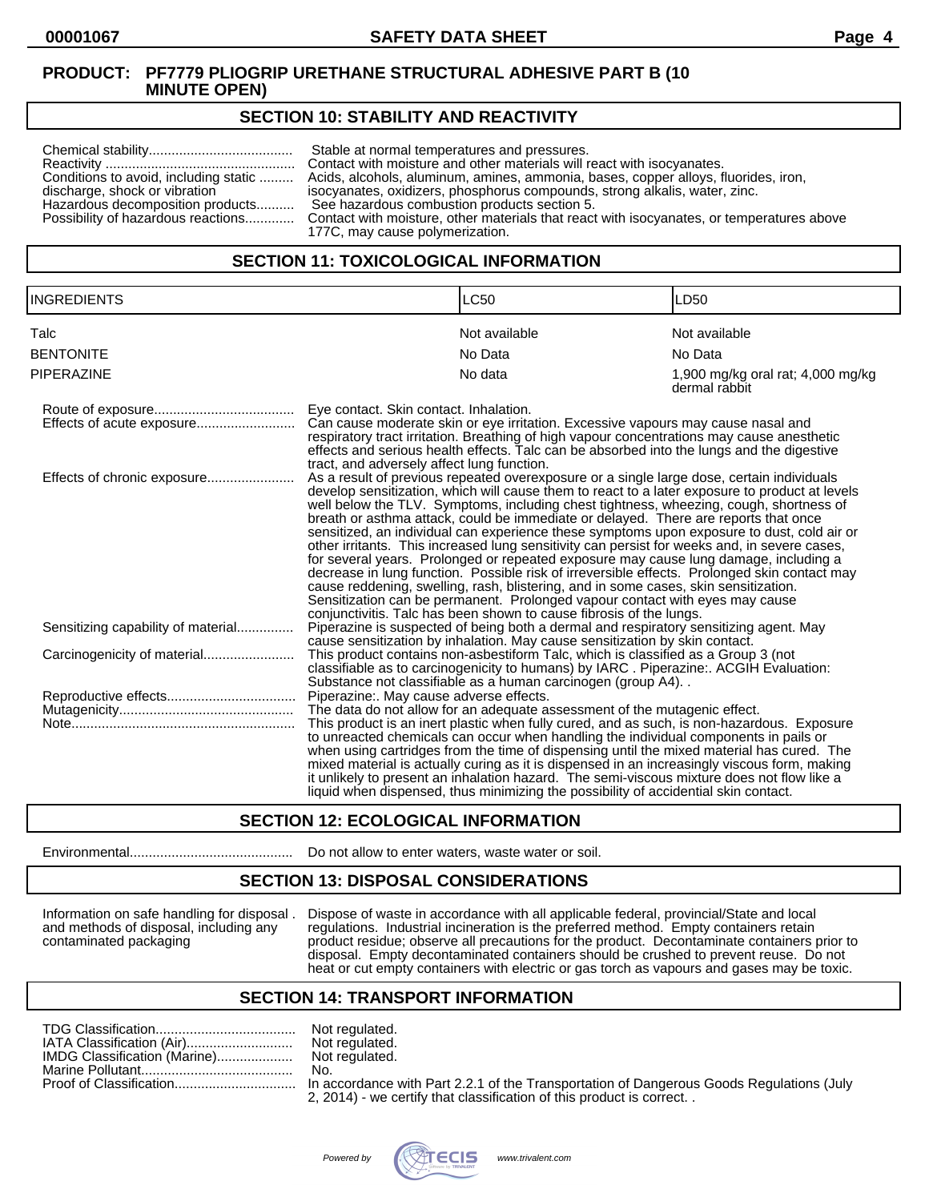**PRODUCT: PF7779 PLIOGRIP URETHANE STRUCTURAL ADHESIVE PART B (10 MINUTE OPEN)**

## SECTION 10: STABILITY AND REACTIVITY

Chemical stability...................................... Stable at normal temperatures and pressures.

Reactivity .................................................. Contact with moisture and other materials will react with isocyanates.

Conditions to avoid, including static discharge, shock or vibration ......... Acids, alcohols, aluminum, amines, ammonia, bases, copper alloys, fluorides, iron, isocyanates, oxidizers, phosphorus compounds, strong alkalis, water, zinc.

Hazardous decomposition products.......... See hazardous combustion products section 5.

Possibility of hazardous reactions............. Contact with moisture, other materials that react with isocyanates, or temperatures above 177C, may cause polymerization.

## SECTION 11: TOXICOLOGICAL INFORMATION

| INGREDIENTS | LC50 | LD50 |
|---|---|---|
| Talc | Not available | Not available |
| BENTONITE | No Data | No Data |
| PIPERAZINE | No data | 1,900 mg/kg oral rat; 4,000 mg/kg dermal rabbit |

Route of exposure..................................... Eye contact. Skin contact. Inhalation.

Effects of acute exposure.......................... Can cause moderate skin or eye irritation. Excessive vapours may cause nasal and respiratory tract irritation. Breathing of high vapour concentrations may cause anesthetic effects and serious health effects. Talc can be absorbed into the lungs and the digestive tract, and adversely affect lung function.

Effects of chronic exposure....................... As a result of previous repeated overexposure or a single large dose, certain individuals develop sensitization, which will cause them to react to a later exposure to product at levels well below the TLV. Symptoms, including chest tightness, wheezing, cough, shortness of breath or asthma attack, could be immediate or delayed. There are reports that once sensitized, an individual can experience these symptoms upon exposure to dust, cold air or other irritants. This increased lung sensitivity can persist for weeks and, in severe cases, for several years. Prolonged or repeated exposure may cause lung damage, including a decrease in lung function. Possible risk of irreversible effects. Prolonged skin contact may cause reddening, swelling, rash, blistering, and in some cases, skin sensitization. Sensitization can be permanent. Prolonged vapour contact with eyes may cause conjunctivitis. Talc has been shown to cause fibrosis of the lungs.

Sensitizing capability of material............... Piperazine is suspected of being both a dermal and respiratory sensitizing agent. May cause sensitization by inhalation. May cause sensitization by skin contact.

Carcinogenicity of material........................ This product contains non-asbestiform Talc, which is classified as a Group 3 (not classifiable as to carcinogenicity to humans) by IARC . Piperazine:. ACGIH Evaluation: Substance not classifiable as a human carcinogen (group A4). .

Reproductive effects................................. Piperazine:. May cause adverse effects.

Mutagenicity.............................................. The data do not allow for an adequate assessment of the mutagenic effect.

Note........................................................... This product is an inert plastic when fully cured, and as such, is non-hazardous. Exposure to unreacted chemicals can occur when handling the individual components in pails or when using cartridges from the time of dispensing until the mixed material has cured. The mixed material is actually curing as it is dispensed in an increasingly viscous form, making it unlikely to present an inhalation hazard. The semi-viscous mixture does not flow like a liquid when dispensed, thus minimizing the possibility of accidental skin contact.

## SECTION 12: ECOLOGICAL INFORMATION

Environmental........................................... Do not allow to enter waters, waste water or soil.

## SECTION 13: DISPOSAL CONSIDERATIONS

Information on safe handling for disposal . and methods of disposal, including any contaminated packaging — Dispose of waste in accordance with all applicable federal, provincial/State and local regulations. Industrial incineration is the preferred method. Empty containers retain product residue; observe all precautions for the product. Decontaminate containers prior to disposal. Empty decontaminated containers should be crushed to prevent reuse. Do not heat or cut empty containers with electric or gas torch as vapours and gases may be toxic.

## SECTION 14: TRANSPORT INFORMATION

TDG Classification..................................... Not regulated.

IATA Classification (Air)............................ Not regulated.

IMDG Classification (Marine).................... Not regulated.

Marine Pollutant......................................... No.

Proof of Classification................................ In accordance with Part 2.2.1 of the Transportation of Dangerous Goods Regulations (July 2, 2014) - we certify that classification of this product is correct. .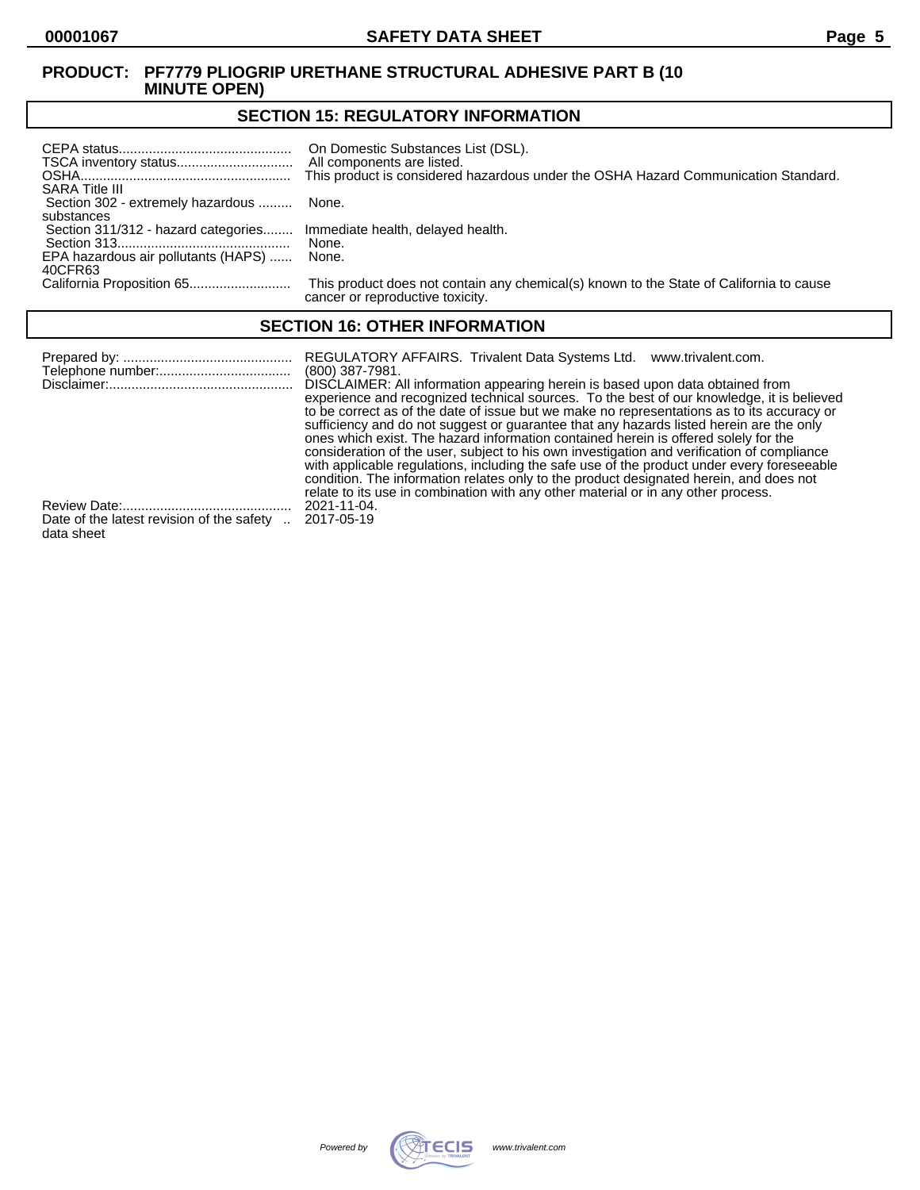**PRODUCT: PF7779 PLIOGRIP URETHANE STRUCTURAL ADHESIVE PART B (10 MINUTE OPEN)**

## SECTION 15: REGULATORY INFORMATION

| | |
|---|---|
| CEPA status | On Domestic Substances List (DSL). |
| TSCA inventory status | All components are listed. |
| OSHA | This product is considered hazardous under the OSHA Hazard Communication Standard. |
| SARA Title III | |
| Section 302 - extremely hazardous substances | None. |
| Section 311/312 - hazard categories | Immediate health, delayed health. |
| Section 313 | None. |
| EPA hazardous air pollutants (HAPS) 40CFR63 | None. |
| California Proposition 65 | This product does not contain any chemical(s) known to the State of California to cause cancer or reproductive toxicity. |

## SECTION 16: OTHER INFORMATION

| | |
|---|---|
| Prepared by: | REGULATORY AFFAIRS. Trivalent Data Systems Ltd. www.trivalent.com. |
| Telephone number: | (800) 387-7981. |
| Disclaimer: | DISCLAIMER: All information appearing herein is based upon data obtained from experience and recognized technical sources. To the best of our knowledge, it is believed to be correct as of the date of issue but we make no representations as to its accuracy or sufficiency and do not suggest or guarantee that any hazards listed herein are the only ones which exist. The hazard information contained herein is offered solely for the consideration of the user, subject to his own investigation and verification of compliance with applicable regulations, including the safe use of the product under every foreseeable condition. The information relates only to the product designated herein, and does not relate to its use in combination with any other material or in any other process. |
| Review Date: | 2021-11-04. |
| Date of the latest revision of the safety data sheet | 2017-05-19 |